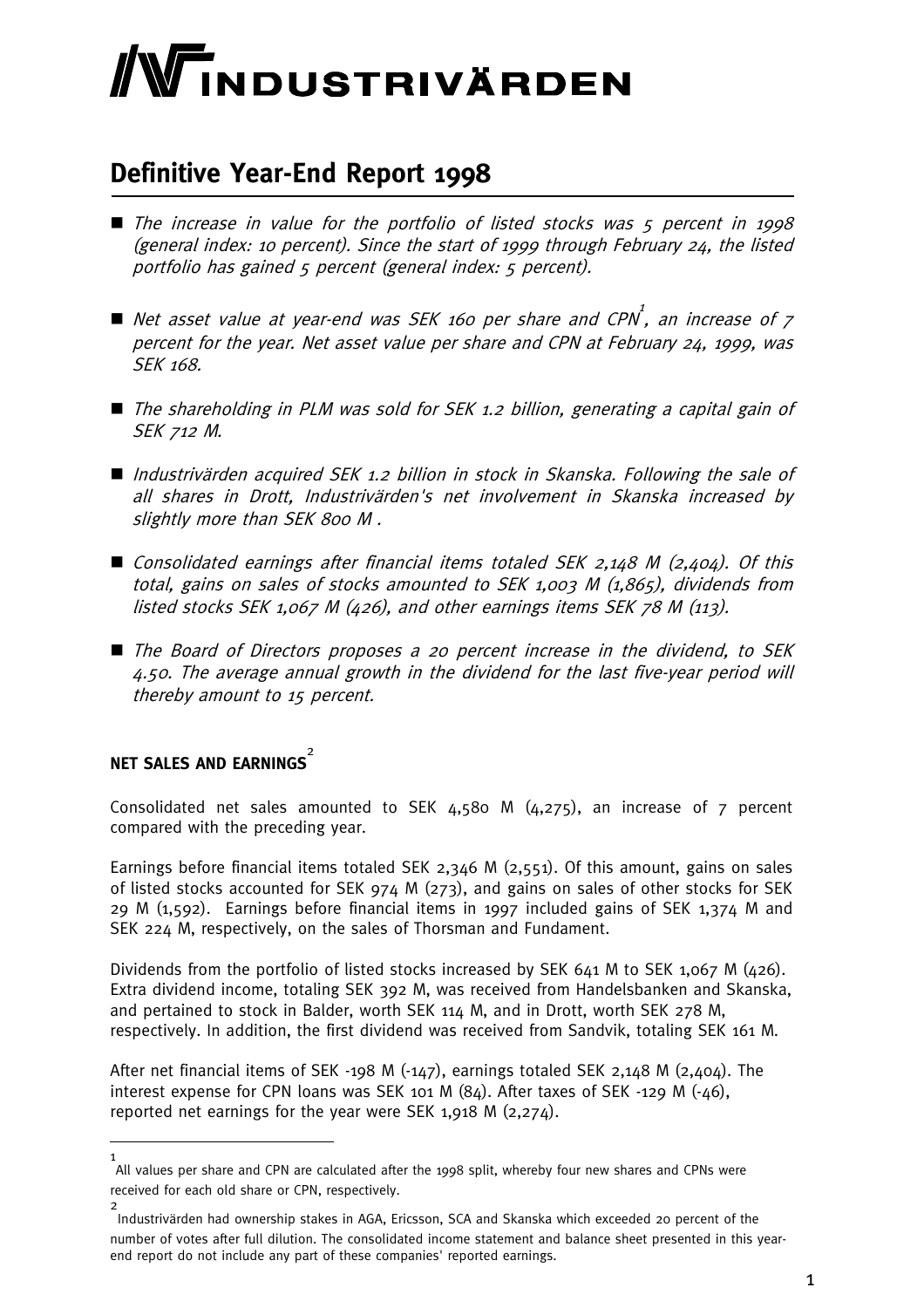# INDUSTRIVÄRDEN

## Definitive Year-End Report 1998

- *The increase in value for the portfolio of listed stocks was 5 percent in 1998 (general index: 10 percent). Since the start of 1999 through February 24, the listed portfolio has gained 5 percent (general index: 5 percent).*
- *Net asset value at year-end was SEK 160 per share and CPN[1], an increase of 7 percent for the year. Net asset value per share and CPN at February 24, 1999, was SEK 168.*
- *The shareholding in PLM was sold for SEK 1.2 billion, generating a capital gain of SEK 712 M.*
- *Industrivärden acquired SEK 1.2 billion in stock in Skanska. Following the sale of all shares in Drott, Industrivärden's net involvement in Skanska increased by slightly more than SEK 800 M .*
- *Consolidated earnings after financial items totaled SEK 2,148 M (2,404). Of this total, gains on sales of stocks amounted to SEK 1,003 M (1,865), dividends from listed stocks SEK 1,067 M (426), and other earnings items SEK 78 M (113).*
- *The Board of Directors proposes a 20 percent increase in the dividend, to SEK 4.50. The average annual growth in the dividend for the last five-year period will thereby amount to 15 percent.*

### NET SALES AND EARNINGS[2]

Consolidated net sales amounted to SEK 4,580 M (4,275), an increase of 7 percent compared with the preceding year.

Earnings before financial items totaled SEK 2,346 M (2,551). Of this amount, gains on sales of listed stocks accounted for SEK 974 M (273), and gains on sales of other stocks for SEK 29 M (1,592). Earnings before financial items in 1997 included gains of SEK 1,374 M and SEK 224 M, respectively, on the sales of Thorsman and Fundament.

Dividends from the portfolio of listed stocks increased by SEK 641 M to SEK 1,067 M (426). Extra dividend income, totaling SEK 392 M, was received from Handelsbanken and Skanska, and pertained to stock in Balder, worth SEK 114 M, and in Drott, worth SEK 278 M, respectively. In addition, the first dividend was received from Sandvik, totaling SEK 161 M.

After net financial items of SEK -198 M (-147), earnings totaled SEK 2,148 M (2,404). The interest expense for CPN loans was SEK 101 M (84). After taxes of SEK -129 M (-46), reported net earnings for the year were SEK 1,918 M (2,274).

---

[1] All values per share and CPN are calculated after the 1998 split, whereby four new shares and CPNs were received for each old share or CPN, respectively.

[2] Industrivärden had ownership stakes in AGA, Ericsson, SCA and Skanska which exceeded 20 percent of the number of votes after full dilution. The consolidated income statement and balance sheet presented in this year-end report do not include any part of these companies' reported earnings.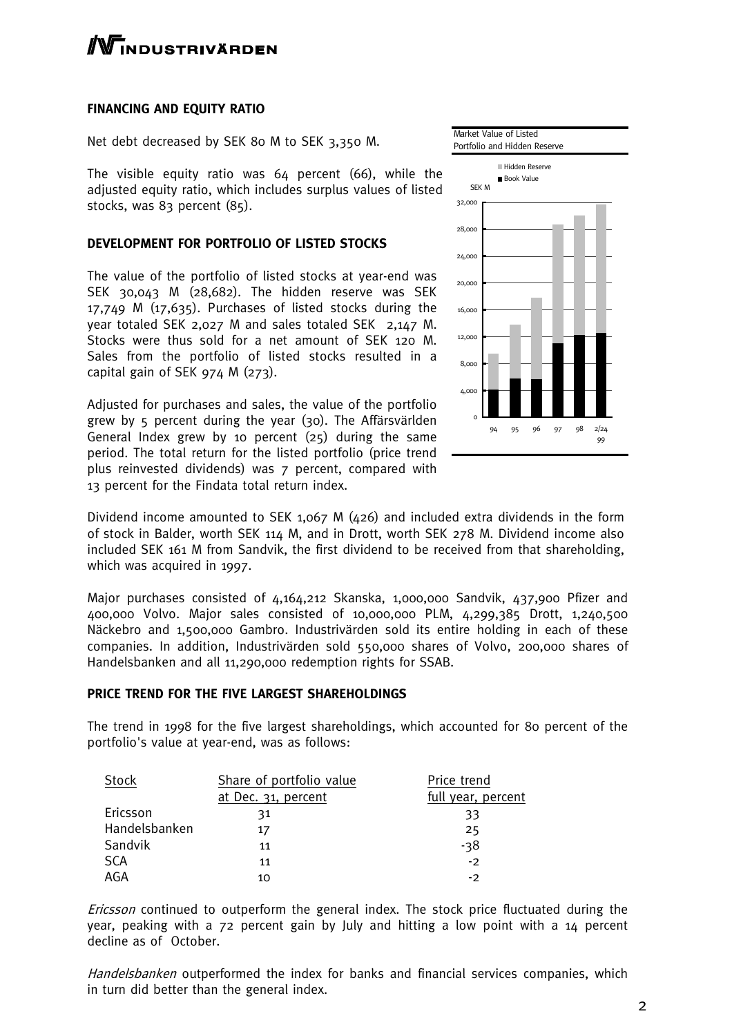## FINANCING AND EQUITY RATIO

Net debt decreased by SEK 80 M to SEK 3,350 M.

The visible equity ratio was 64 percent (66), while the adjusted equity ratio, which includes surplus values of listed stocks, was 83 percent (85).

## DEVELOPMENT FOR PORTFOLIO OF LISTED STOCKS

The value of the portfolio of listed stocks at year-end was SEK 30,043 M (28,682). The hidden reserve was SEK 17,749 M (17,635). Purchases of listed stocks during the year totaled SEK 2,027 M and sales totaled SEK 2,147 M. Stocks were thus sold for a net amount of SEK 120 M. Sales from the portfolio of listed stocks resulted in a capital gain of SEK 974 M (273).

Adjusted for purchases and sales, the value of the portfolio grew by 5 percent during the year (30). The Affärsvärlden General Index grew by 10 percent (25) during the same period. The total return for the listed portfolio (price trend plus reinvested dividends) was 7 percent, compared with 13 percent for the Findata total return index.

Market Value of Listed Portfolio and Hidden Reserve

Dividend income amounted to SEK 1,067 M (426) and included extra dividends in the form of stock in Balder, worth SEK 114 M, and in Drott, worth SEK 278 M. Dividend income also included SEK 161 M from Sandvik, the first dividend to be received from that shareholding, which was acquired in 1997.

Major purchases consisted of 4,164,212 Skanska, 1,000,000 Sandvik, 437,900 Pfizer and 400,000 Volvo. Major sales consisted of 10,000,000 PLM, 4,299,385 Drott, 1,240,500 Näckebro and 1,500,000 Gambro. Industrivärden sold its entire holding in each of these companies. In addition, Industrivärden sold 550,000 shares of Volvo, 200,000 shares of Handelsbanken and all 11,290,000 redemption rights for SSAB.

## PRICE TREND FOR THE FIVE LARGEST SHAREHOLDINGS

The trend in 1998 for the five largest shareholdings, which accounted for 80 percent of the portfolio's value at year-end, was as follows:

| Stock | Share of portfolio value at Dec. 31, percent | Price trend full year, percent |
|---|---|---|
| Ericsson | 31 | 33 |
| Handelsbanken | 17 | 25 |
| Sandvik | 11 | -38 |
| SCA | 11 | -2 |
| AGA | 10 | -2 |

*Ericsson* continued to outperform the general index. The stock price fluctuated during the year, peaking with a 72 percent gain by July and hitting a low point with a 14 percent decline as of October.

*Handelsbanken* outperformed the index for banks and financial services companies, which in turn did better than the general index.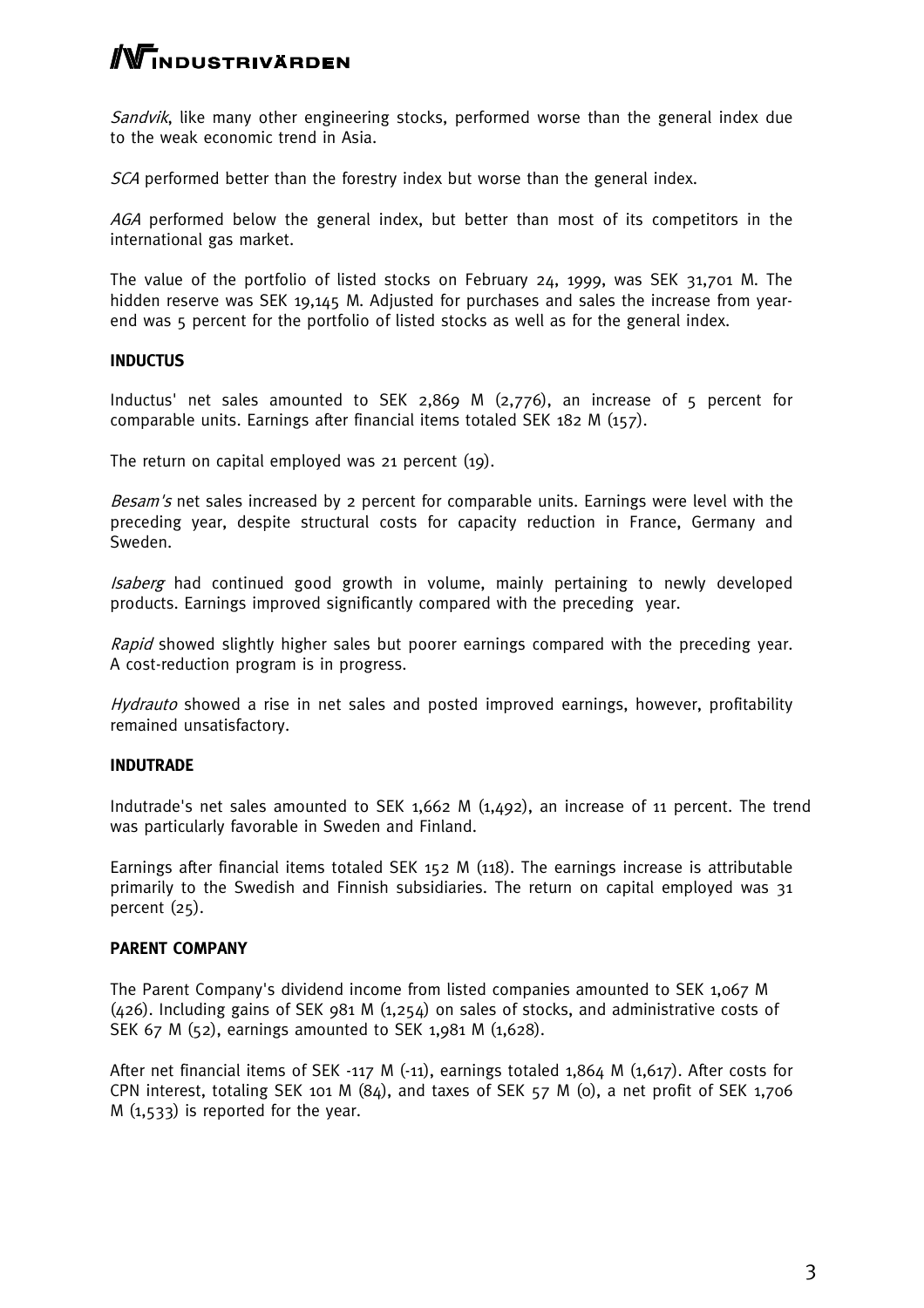*Sandvik*, like many other engineering stocks, performed worse than the general index due to the weak economic trend in Asia.

*SCA* performed better than the forestry index but worse than the general index.

*AGA* performed below the general index, but better than most of its competitors in the international gas market.

The value of the portfolio of listed stocks on February 24, 1999, was SEK 31,701 M. The hidden reserve was SEK 19,145 M. Adjusted for purchases and sales the increase from year-end was 5 percent for the portfolio of listed stocks as well as for the general index.

## INDUCTUS

Inductus' net sales amounted to SEK 2,869 M (2,776), an increase of 5 percent for comparable units. Earnings after financial items totaled SEK 182 M (157).

The return on capital employed was 21 percent (19).

*Besam's* net sales increased by 2 percent for comparable units. Earnings were level with the preceding year, despite structural costs for capacity reduction in France, Germany and Sweden.

*Isaberg* had continued good growth in volume, mainly pertaining to newly developed products. Earnings improved significantly compared with the preceding year.

*Rapid* showed slightly higher sales but poorer earnings compared with the preceding year. A cost-reduction program is in progress.

*Hydrauto* showed a rise in net sales and posted improved earnings, however, profitability remained unsatisfactory.

## INDUTRADE

Indutrade's net sales amounted to SEK 1,662 M (1,492), an increase of 11 percent. The trend was particularly favorable in Sweden and Finland.

Earnings after financial items totaled SEK 152 M (118). The earnings increase is attributable primarily to the Swedish and Finnish subsidiaries. The return on capital employed was 31 percent (25).

## PARENT COMPANY

The Parent Company's dividend income from listed companies amounted to SEK 1,067 M (426). Including gains of SEK 981 M (1,254) on sales of stocks, and administrative costs of SEK 67 M (52), earnings amounted to SEK 1,981 M (1,628).

After net financial items of SEK -117 M (-11), earnings totaled 1,864 M (1,617). After costs for CPN interest, totaling SEK 101 M (84), and taxes of SEK 57 M (0), a net profit of SEK 1,706 M (1,533) is reported for the year.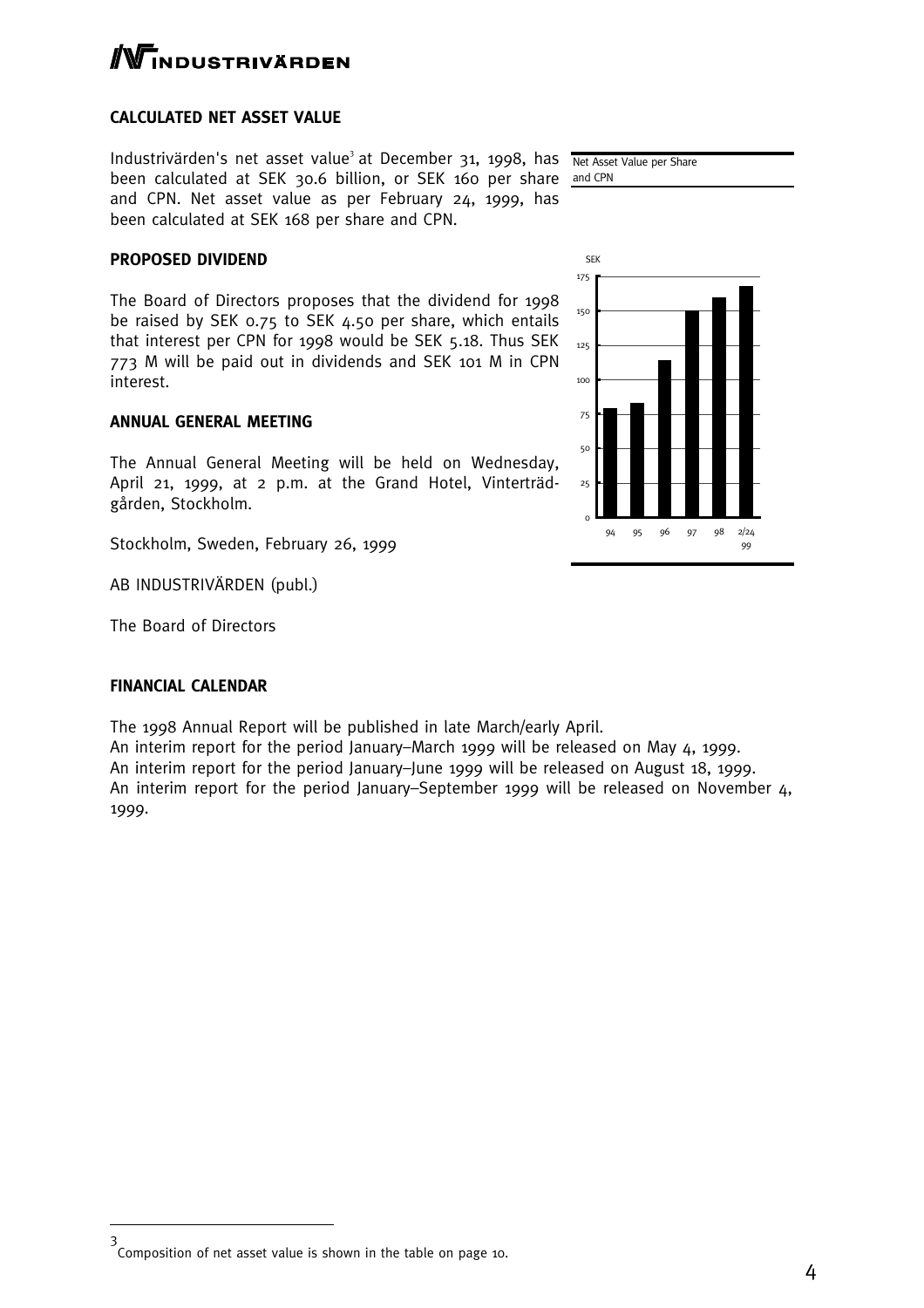## CALCULATED NET ASSET VALUE

Industrivärden's net asset value[3] at December 31, 1998, has been calculated at SEK 30.6 billion, or SEK 160 per share and CPN. Net asset value as per February 24, 1999, has been calculated at SEK 168 per share and CPN.

Net Asset Value per Share and CPN

## PROPOSED DIVIDEND

The Board of Directors proposes that the dividend for 1998 be raised by SEK 0.75 to SEK 4.50 per share, which entails that interest per CPN for 1998 would be SEK 5.18. Thus SEK 773 M will be paid out in dividends and SEK 101 M in CPN interest.

## ANNUAL GENERAL MEETING

The Annual General Meeting will be held on Wednesday, April 21, 1999, at 2 p.m. at the Grand Hotel, Vinterträdgården, Stockholm.

Stockholm, Sweden, February 26, 1999

AB INDUSTRIVÄRDEN (publ.)

The Board of Directors

## FINANCIAL CALENDAR

The 1998 Annual Report will be published in late March/early April.
An interim report for the period January–March 1999 will be released on May 4, 1999.
An interim report for the period January–June 1999 will be released on August 18, 1999.
An interim report for the period January–September 1999 will be released on November 4, 1999.

---

[3] Composition of net asset value is shown in the table on page 10.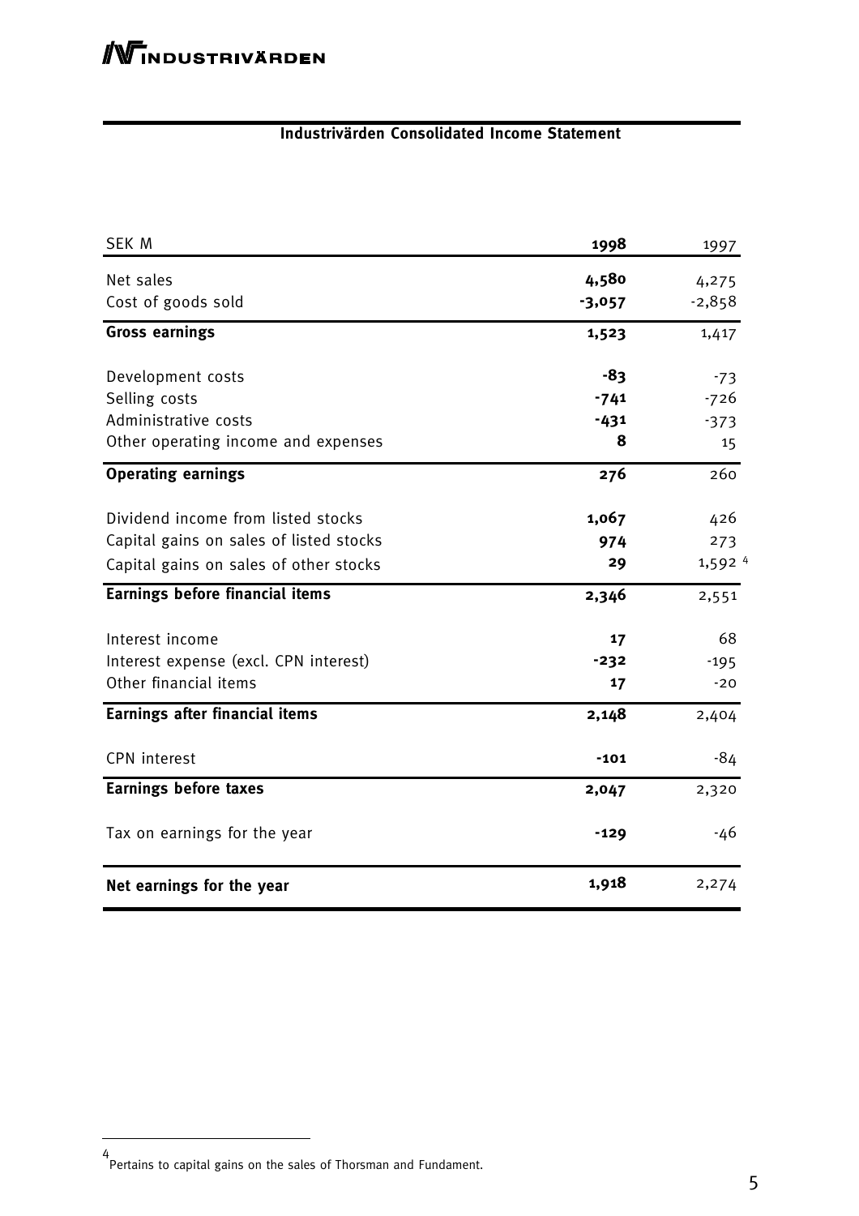**Industrivärden Consolidated Income Statement**

| SEK M | **1998** | 1997 |
|---|---|---|
| Net sales | **4,580** | 4,275 |
| Cost of goods sold | **-3,057** | -2,858 |
| **Gross earnings** | **1,523** | 1,417 |
| Development costs | **-83** | -73 |
| Selling costs | **-741** | -726 |
| Administrative costs | **-431** | -373 |
| Other operating income and expenses | **8** | 15 |
| **Operating earnings** | **276** | 260 |
| Dividend income from listed stocks | **1,067** | 426 |
| Capital gains on sales of listed stocks | **974** | 273 |
| Capital gains on sales of other stocks | **29** | 1,592 [4] |
| **Earnings before financial items** | **2,346** | 2,551 |
| Interest income | **17** | 68 |
| Interest expense (excl. CPN interest) | **-232** | -195 |
| Other financial items | **17** | -20 |
| **Earnings after financial items** | **2,148** | 2,404 |
| CPN interest | **-101** | -84 |
| **Earnings before taxes** | **2,047** | 2,320 |
| Tax on earnings for the year | **-129** | -46 |
| **Net earnings for the year** | **1,918** | 2,274 |

[4] Pertains to capital gains on the sales of Thorsman and Fundament.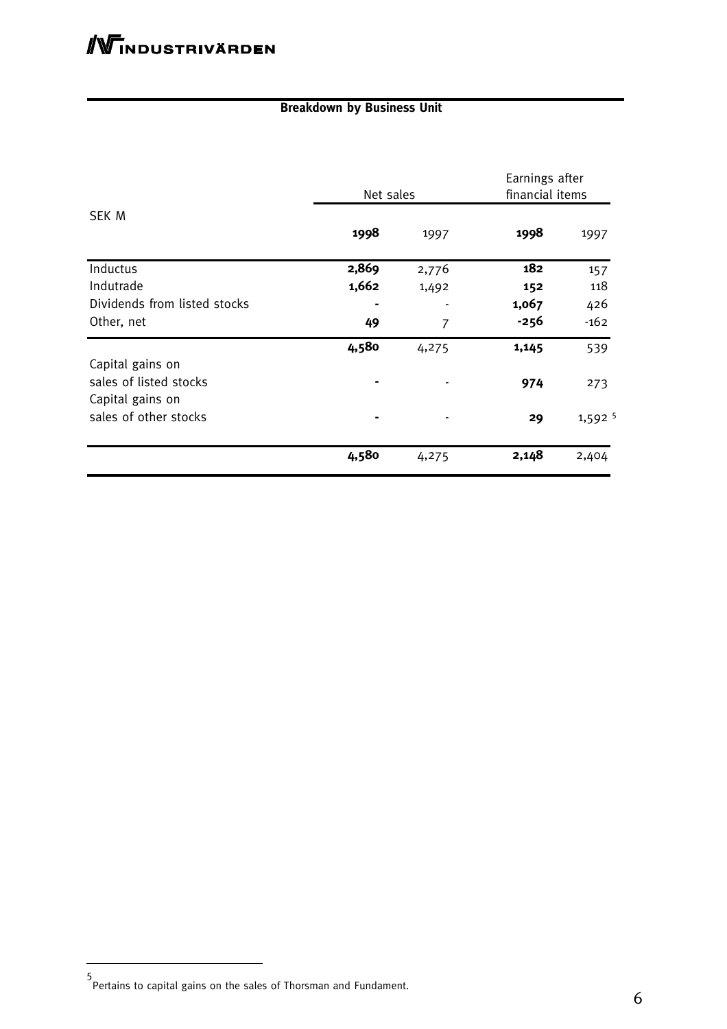## Breakdown by Business Unit

| SEK M | Net sales | | Earnings after financial items | |
|---|---|---|---|---|
| | **1998** | 1997 | **1998** | 1997 |
| Inductus | **2,869** | 2,776 | **182** | 157 |
| Indutrade | **1,662** | 1,492 | **152** | 118 |
| Dividends from listed stocks | **-** | - | **1,067** | 426 |
| Other, net | **49** | 7 | **-256** | -162 |
| | **4,580** | 4,275 | **1,145** | 539 |
| Capital gains on sales of listed stocks | **-** | - | **974** | 273 |
| Capital gains on sales of other stocks | **-** | - | **29** | 1,592 [5] |
| | **4,580** | 4,275 | **2,148** | 2,404 |

[5] Pertains to capital gains on the sales of Thorsman and Fundament.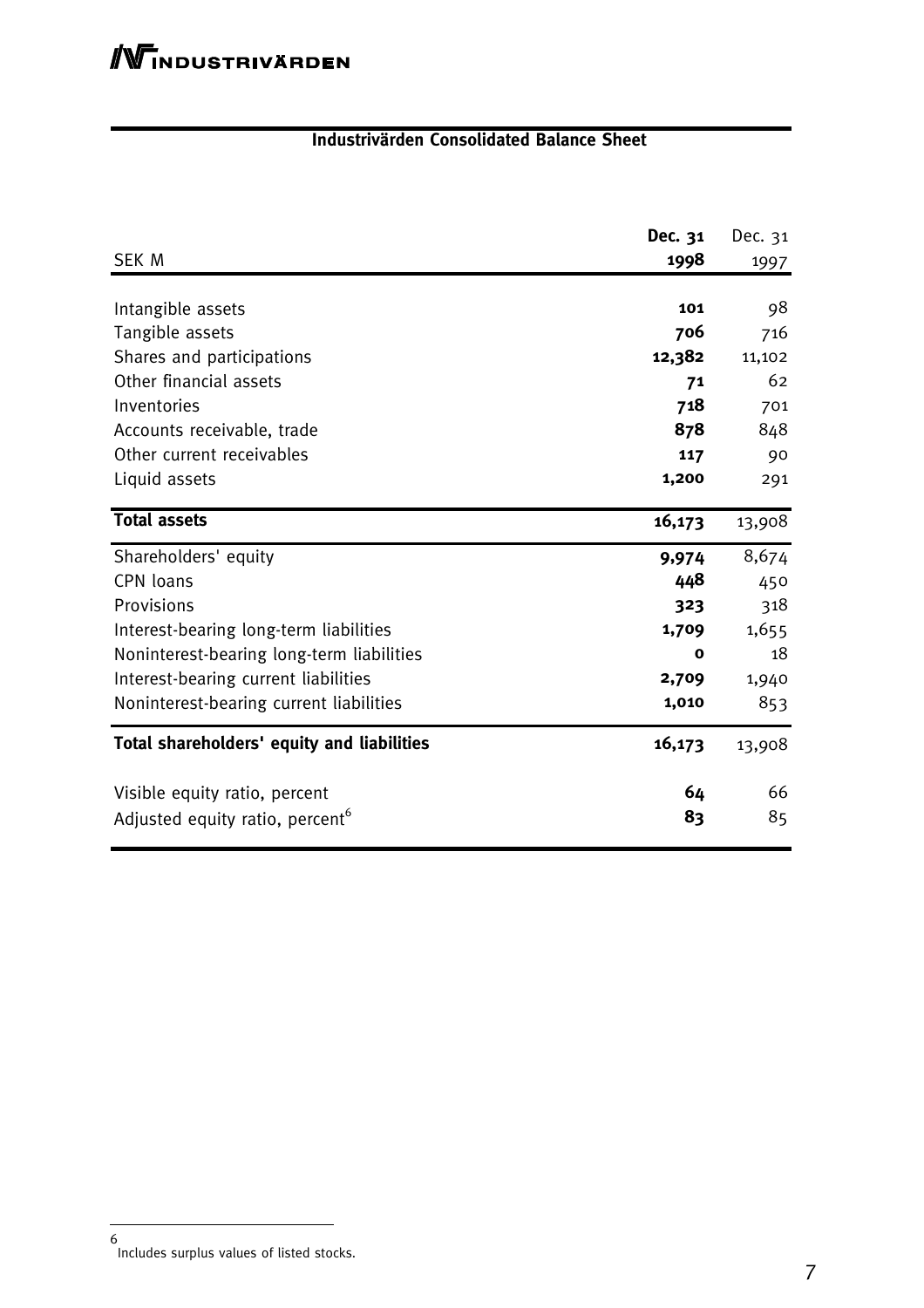## Industrivärden Consolidated Balance Sheet

| SEK M | **Dec. 31 1998** | Dec. 31 1997 |
|---|---|---|
| Intangible assets | **101** | 98 |
| Tangible assets | **706** | 716 |
| Shares and participations | **12,382** | 11,102 |
| Other financial assets | **71** | 62 |
| Inventories | **718** | 701 |
| Accounts receivable, trade | **878** | 848 |
| Other current receivables | **117** | 90 |
| Liquid assets | **1,200** | 291 |
| **Total assets** | **16,173** | 13,908 |
| Shareholders' equity | **9,974** | 8,674 |
| CPN loans | **448** | 450 |
| Provisions | **323** | 318 |
| Interest-bearing long-term liabilities | **1,709** | 1,655 |
| Noninterest-bearing long-term liabilities | **0** | 18 |
| Interest-bearing current liabilities | **2,709** | 1,940 |
| Noninterest-bearing current liabilities | **1,010** | 853 |
| **Total shareholders' equity and liabilities** | **16,173** | 13,908 |
| Visible equity ratio, percent | **64** | 66 |
| Adjusted equity ratio, percent[6] | **83** | 85 |

[6] Includes surplus values of listed stocks.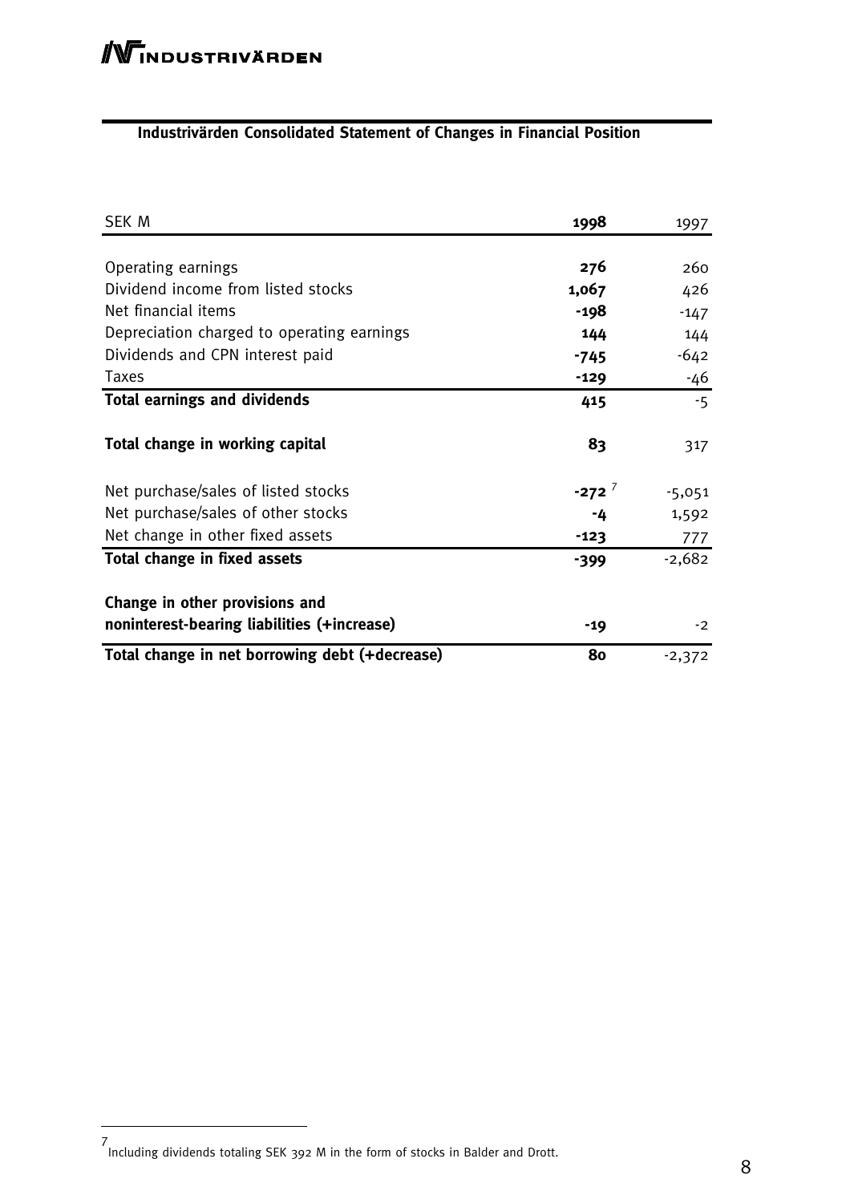## Industrivärden Consolidated Statement of Changes in Financial Position

| SEK M | 1998 | 1997 |
|---|---|---|
| Operating earnings | **276** | 260 |
| Dividend income from listed stocks | **1,067** | 426 |
| Net financial items | **-198** | -147 |
| Depreciation charged to operating earnings | **144** | 144 |
| Dividends and CPN interest paid | **-745** | -642 |
| Taxes | **-129** | -46 |
| **Total earnings and dividends** | **415** | -5 |
| **Total change in working capital** | **83** | 317 |
| Net purchase/sales of listed stocks | **-272** [7] | -5,051 |
| Net purchase/sales of other stocks | **-4** | 1,592 |
| Net change in other fixed assets | **-123** | 777 |
| **Total change in fixed assets** | **-399** | -2,682 |
| **Change in other provisions and noninterest-bearing liabilities (+increase)** | **-19** | -2 |
| **Total change in net borrowing debt (+decrease)** | **80** | -2,372 |

[7] Including dividends totaling SEK 392 M in the form of stocks in Balder and Drott.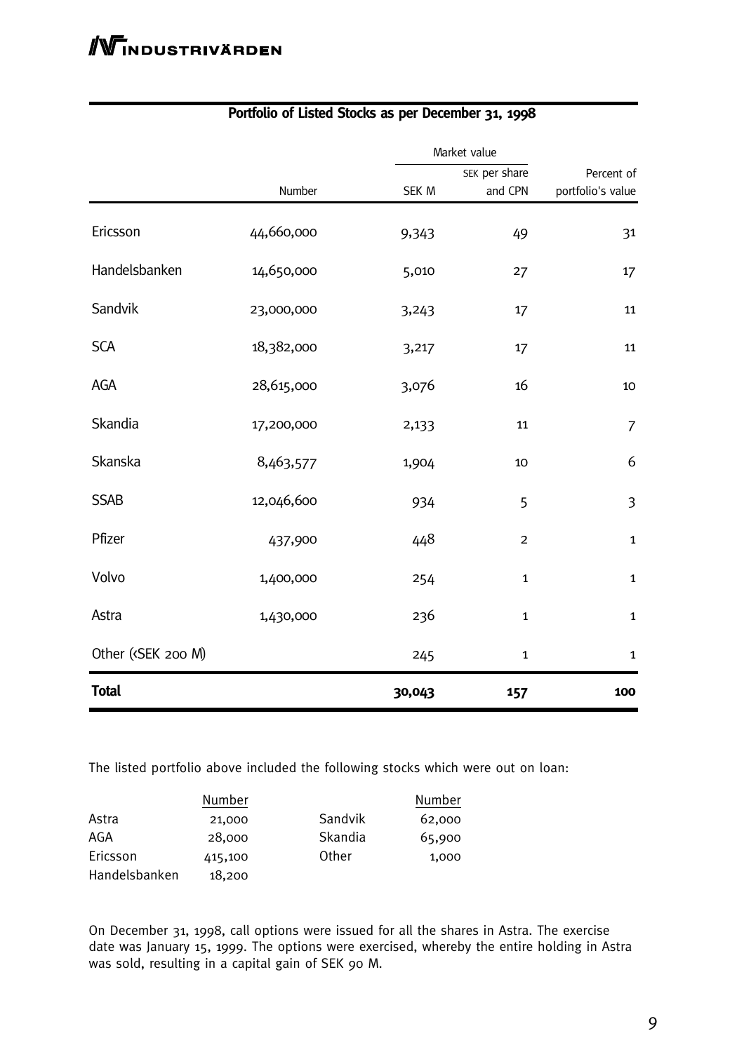## Portfolio of Listed Stocks as per December 31, 1998

| | Number | Market value | | Percent of portfolio's value |
|---|---|---|---|---|
| | | SEK M | SEK per share and CPN | |
| Ericsson | 44,660,000 | 9,343 | 49 | 31 |
| Handelsbanken | 14,650,000 | 5,010 | 27 | 17 |
| Sandvik | 23,000,000 | 3,243 | 17 | 11 |
| SCA | 18,382,000 | 3,217 | 17 | 11 |
| AGA | 28,615,000 | 3,076 | 16 | 10 |
| Skandia | 17,200,000 | 2,133 | 11 | 7 |
| Skanska | 8,463,577 | 1,904 | 10 | 6 |
| SSAB | 12,046,600 | 934 | 5 | 3 |
| Pfizer | 437,900 | 448 | 2 | 1 |
| Volvo | 1,400,000 | 254 | 1 | 1 |
| Astra | 1,430,000 | 236 | 1 | 1 |
| Other (<SEK 200 M) | | 245 | 1 | 1 |
| **Total** | | **30,043** | **157** | **100** |

The listed portfolio above included the following stocks which were out on loan:

| | Number | | Number |
|---|---|---|---|
| Astra | 21,000 | Sandvik | 62,000 |
| AGA | 28,000 | Skandia | 65,900 |
| Ericsson | 415,100 | Other | 1,000 |
| Handelsbanken | 18,200 | | |

On December 31, 1998, call options were issued for all the shares in Astra. The exercise date was January 15, 1999. The options were exercised, whereby the entire holding in Astra was sold, resulting in a capital gain of SEK 90 M.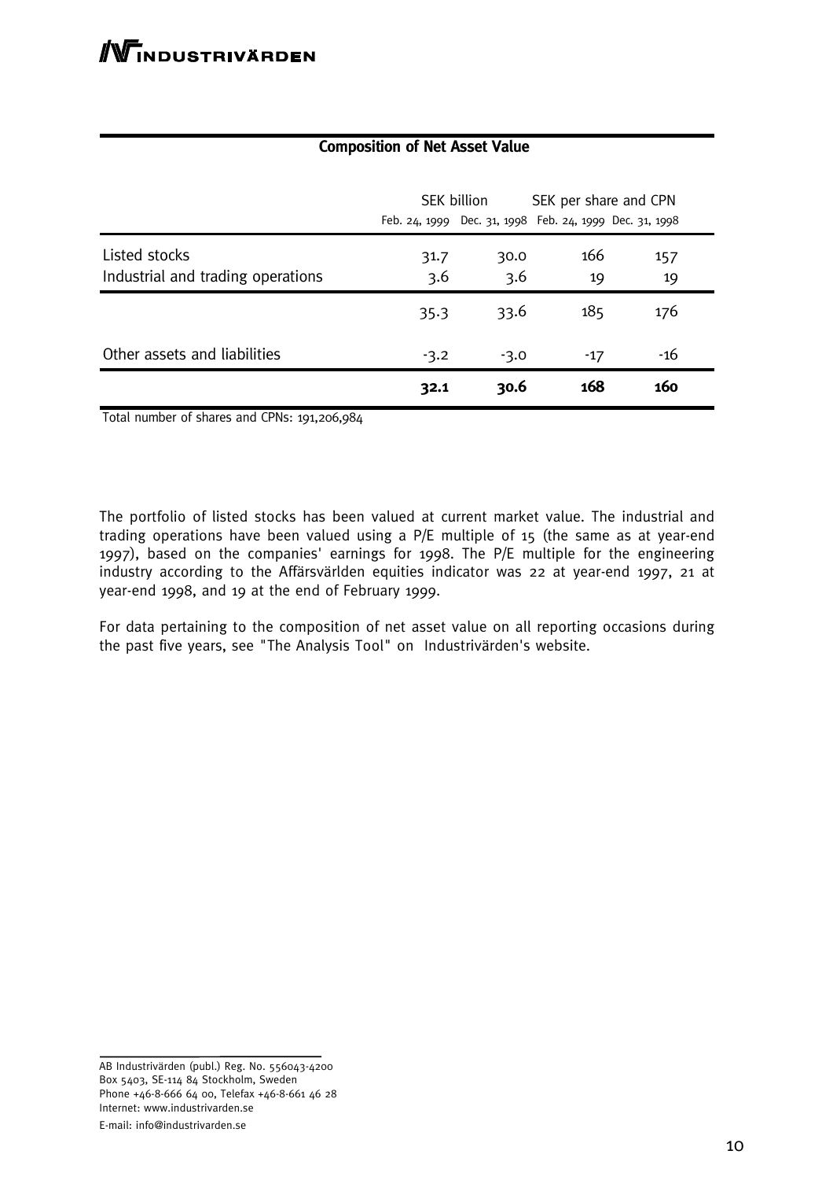## Composition of Net Asset Value

| | SEK billion | | SEK per share and CPN | |
|---|---|---|---|---|
| | Feb. 24, 1999 | Dec. 31, 1998 | Feb. 24, 1999 | Dec. 31, 1998 |
| Listed stocks | 31.7 | 30.0 | 166 | 157 |
| Industrial and trading operations | 3.6 | 3.6 | 19 | 19 |
| | 35.3 | 33.6 | 185 | 176 |
| Other assets and liabilities | -3.2 | -3.0 | -17 | -16 |
| | **32.1** | **30.6** | **168** | **160** |

Total number of shares and CPNs: 191,206,984

The portfolio of listed stocks has been valued at current market value. The industrial and trading operations have been valued using a P/E multiple of 15 (the same as at year-end 1997), based on the companies' earnings for 1998. The P/E multiple for the engineering industry according to the Affärsvärlden equities indicator was 22 at year-end 1997, 21 at year-end 1998, and 19 at the end of February 1999.

For data pertaining to the composition of net asset value on all reporting occasions during the past five years, see "The Analysis Tool" on Industrivärden's website.

AB Industrivärden (publ.) Reg. No. 556043-4200
Box 5403, SE-114 84 Stockholm, Sweden
Phone +46-8-666 64 00, Telefax +46-8-661 46 28
Internet: www.industrivarden.se
E-mail: info@industrivarden.se